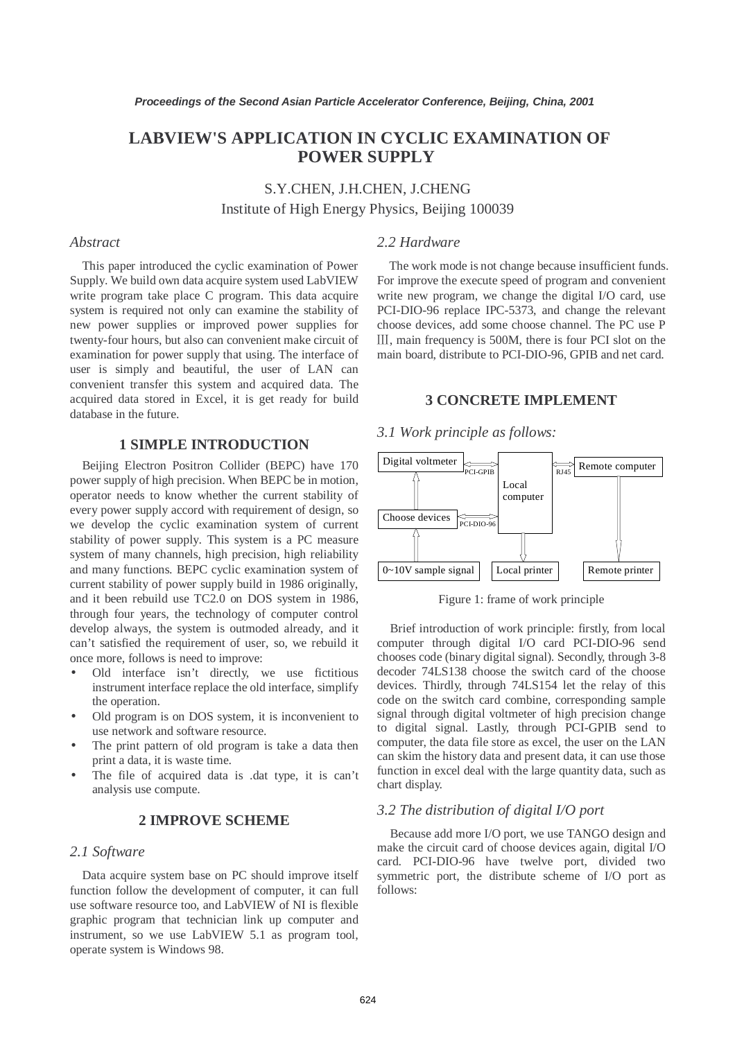# LABVIEW'S APPLICATION IN CYCLIC EXAMINATION OF POWER SUPPLY

S.Y.CHEN, J.H.CHEN, J.CHENG
Institute of High Energy Physics, Beijing 100039

## *Abstract*

This paper introduced the cyclic examination of Power Supply. We build own data acquire system used LabVIEW write program take place C program. This data acquire system is required not only can examine the stability of new power supplies or improved power supplies for twenty-four hours, but also can convenient make circuit of examination for power supply that using. The interface of user is simply and beautiful, the user of LAN can convenient transfer this system and acquired data. The acquired data stored in Excel, it is get ready for build database in the future.

## 1 SIMPLE INTRODUCTION

Beijing Electron Positron Collider (BEPC) have 170 power supply of high precision. When BEPC be in motion, operator needs to know whether the current stability of every power supply accord with requirement of design, so we develop the cyclic examination system of current stability of power supply. This system is a PC measure system of many channels, high precision, high reliability and many functions. BEPC cyclic examination system of current stability of power supply build in 1986 originally, and it been rebuild use TC2.0 on DOS system in 1986, through four years, the technology of computer control develop always, the system is outmoded already, and it can't satisfied the requirement of user, so, we rebuild it once more, follows is need to improve:

- Old interface isn't directly, we use fictitious instrument interface replace the old interface, simplify the operation.
- Old program is on DOS system, it is inconvenient to use network and software resource.
- The print pattern of old program is take a data then print a data, it is waste time.
- The file of acquired data is .dat type, it is can't analysis use compute.

## 2 IMPROVE SCHEME

### *2.1 Software*

Data acquire system base on PC should improve itself function follow the development of computer, it can full use software resource too, and LabVIEW of NI is flexible graphic program that technician link up computer and instrument, so we use LabVIEW 5.1 as program tool, operate system is Windows 98.

### *2.2 Hardware*

The work mode is not change because insufficient funds. For improve the execute speed of program and convenient write new program, we change the digital I/O card, use PCI-DIO-96 replace IPC-5373, and change the relevant choose devices, add some choose channel. The PC use PⅢ, main frequency is 500M, there is four PCI slot on the main board, distribute to PCI-DIO-96, GPIB and net card.

## 3 CONCRETE IMPLEMENT

### *3.1 Work principle as follows:*

Digital voltmeter — PCI-GPIB — Local computer — RJ45 — Remote computer

Choose devices — PCI-DIO-96 — Local computer

0~10V sample signal → Choose devices → Digital voltmeter

Local computer → Local printer

Remote computer → Remote printer

Figure 1: frame of work principle

Brief introduction of work principle: firstly, from local computer through digital I/O card PCI-DIO-96 send chooses code (binary digital signal). Secondly, through 3-8 decoder 74LS138 choose the switch card of the choose devices. Thirdly, through 74LS154 let the relay of this code on the switch card combine, corresponding sample signal through digital voltmeter of high precision change to digital signal. Lastly, through PCI-GPIB send to computer, the data file store as excel, the user on the LAN can skim the history data and present data, it can use those function in excel deal with the large quantity data, such as chart display.

### *3.2 The distribution of digital I/O port*

Because add more I/O port, we use TANGO design and make the circuit card of choose devices again, digital I/O card. PCI-DIO-96 have twelve port, divided two symmetric port, the distribute scheme of I/O port as follows: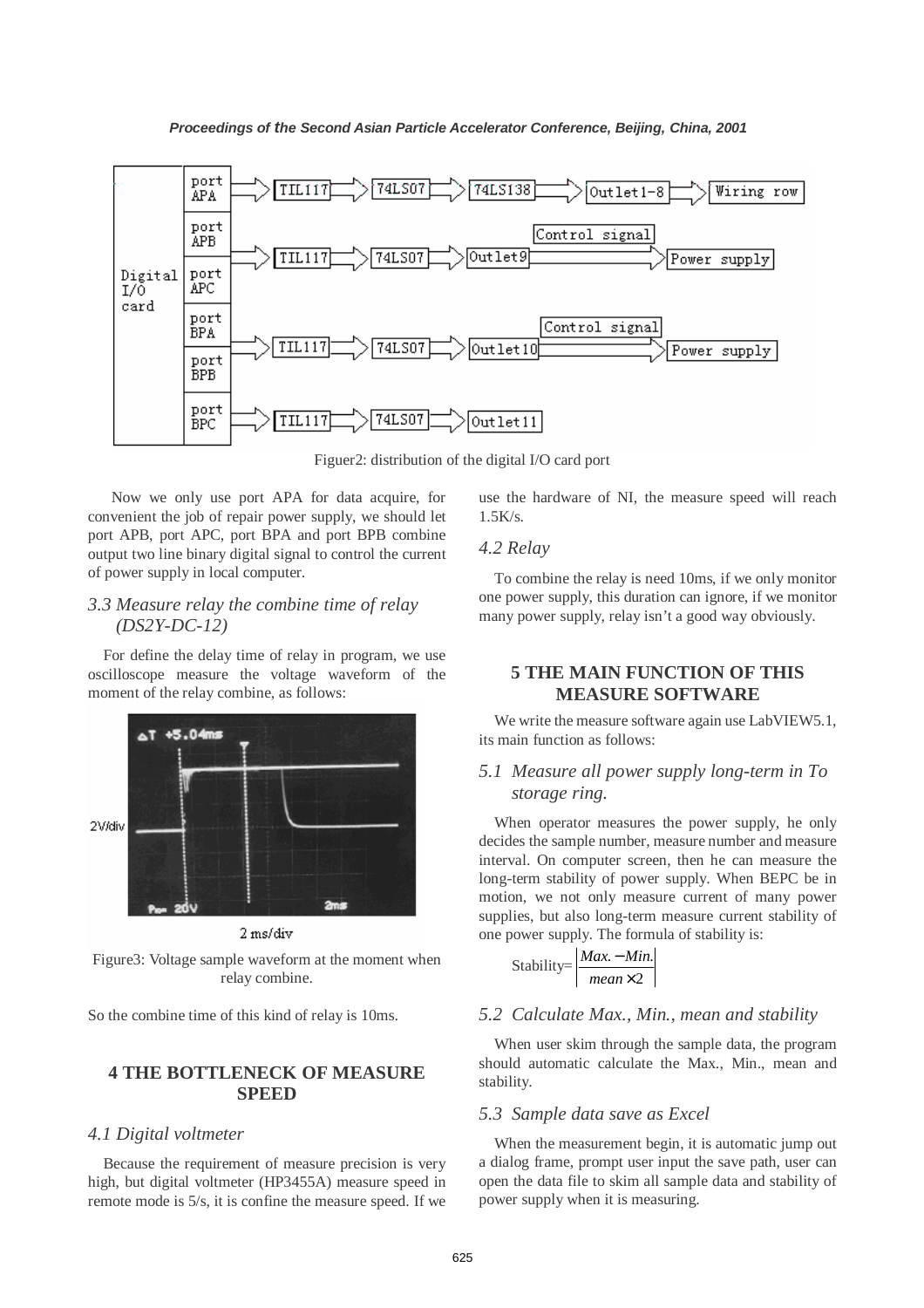Figuer2: distribution of the digital I/O card port

Now we only use port APA for data acquire, for convenient the job of repair power supply, we should let port APB, port APC, port BPA and port BPB combine output two line binary digital signal to control the current of power supply in local computer.

### 3.3 Measure relay the combine time of relay (DS2Y-DC-12)

For define the delay time of relay in program, we use oscilloscope measure the voltage waveform of the moment of the relay combine, as follows:

Figure3: Voltage sample waveform at the moment when relay combine.

So the combine time of this kind of relay is 10ms.

## 4 THE BOTTLENECK OF MEASURE SPEED

### 4.1 Digital voltmeter

Because the requirement of measure precision is very high, but digital voltmeter (HP3455A) measure speed in remote mode is 5/s, it is confine the measure speed. If we use the hardware of NI, the measure speed will reach 1.5K/s.

### 4.2 Relay

To combine the relay is need 10ms, if we only monitor one power supply, this duration can ignore, if we monitor many power supply, relay isn't a good way obviously.

## 5 THE MAIN FUNCTION OF THIS MEASURE SOFTWARE

We write the measure software again use LabVIEW5.1, its main function as follows:

### 5.1 Measure all power supply long-term in To storage ring.

When operator measures the power supply, he only decides the sample number, measure number and measure interval. On computer screen, then he can measure the long-term stability of power supply. When BEPC be in motion, we not only measure current of many power supplies, but also long-term measure current stability of one power supply. The formula of stability is:

$$\text{Stability}=\left|\frac{Max.-Min.}{mean\times 2}\right|$$

### 5.2 Calculate Max., Min., mean and stability

When user skim through the sample data, the program should automatic calculate the Max., Min., mean and stability.

### 5.3 Sample data save as Excel

When the measurement begin, it is automatic jump out a dialog frame, prompt user input the save path, user can open the data file to skim all sample data and stability of power supply when it is measuring.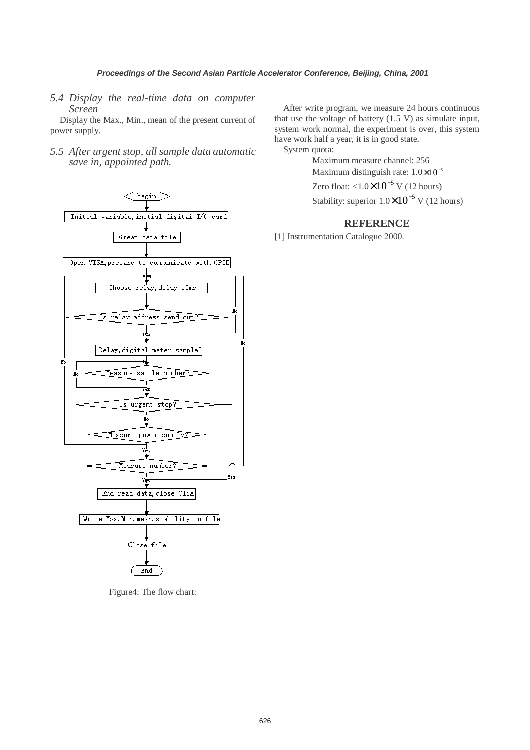### *5.4 Display the real-time data on computer Screen*

Display the Max., Min., mean of the present current of power supply.

### *5.5 After urgent stop, all sample data automatic save in, appointed path.*

begin

Initial variable, initial digitai I/O card

Great data file

Open VISA, prepare to communicate with GPIB

Choose relay, delay 10ms

Is relay address send out?

No

Yes

Delay, digital meter sample?

Measure sample number?

No

Yes

Is urgent stop?

No

Measure power supply?

No

Yes

Measure number?

No

Yes

End read data, close VISA

Write Max.Min.mean, stability to file

Close file

End

Figure4: The flow chart:

After write program, we measure 24 hours continuous that use the voltage of battery (1.5 V) as simulate input, system work normal, the experiment is over, this system have work half a year, it is in good state.

System quota:

Maximum measure channel: 256

Maximum distinguish rate: $1.0\times10^{-6}$

Zero float: $<1.0\times10^{-5}$ V (12 hours)

Stability: superior $1.0\times10^{-5}$ V (12 hours)

## REFERENCE

[1] Instrumentation Catalogue 2000.